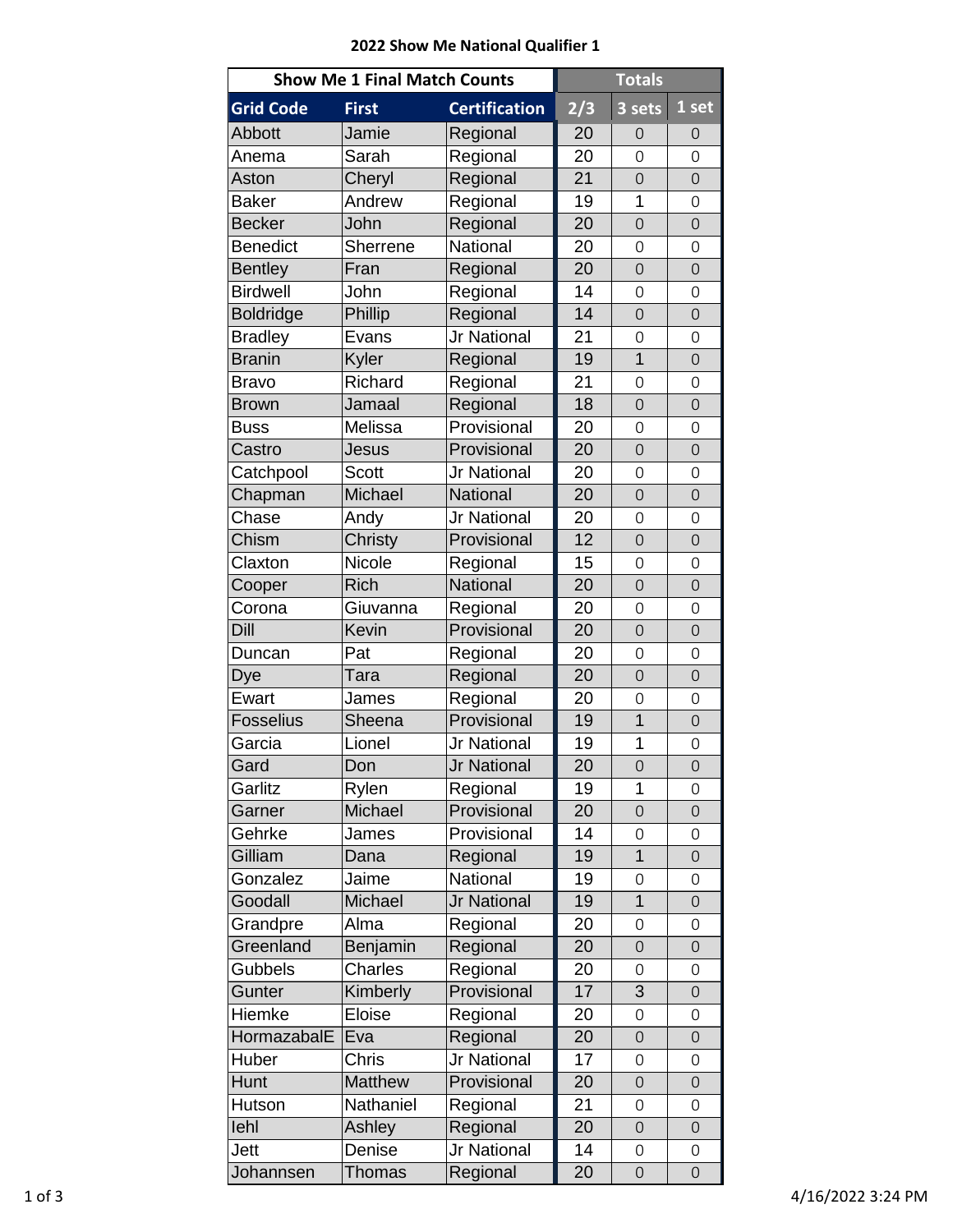# 2022 Show Me National Qualifier 1

| Show Me 1 Final Match Counts | | | Totals | | |
|---|---|---|---|---|---|
| **Grid Code** | **First** | **Certification** | **2/3** | **3 sets** | **1 set** |
| Abbott | Jamie | Regional | 20 | 0 | 0 |
| Anema | Sarah | Regional | 20 | 0 | 0 |
| Aston | Cheryl | Regional | 21 | 0 | 0 |
| Baker | Andrew | Regional | 19 | 1 | 0 |
| Becker | John | Regional | 20 | 0 | 0 |
| Benedict | Sherrene | National | 20 | 0 | 0 |
| Bentley | Fran | Regional | 20 | 0 | 0 |
| Birdwell | John | Regional | 14 | 0 | 0 |
| Boldridge | Phillip | Regional | 14 | 0 | 0 |
| Bradley | Evans | Jr National | 21 | 0 | 0 |
| Branin | Kyler | Regional | 19 | 1 | 0 |
| Bravo | Richard | Regional | 21 | 0 | 0 |
| Brown | Jamaal | Regional | 18 | 0 | 0 |
| Buss | Melissa | Provisional | 20 | 0 | 0 |
| Castro | Jesus | Provisional | 20 | 0 | 0 |
| Catchpool | Scott | Jr National | 20 | 0 | 0 |
| Chapman | Michael | National | 20 | 0 | 0 |
| Chase | Andy | Jr National | 20 | 0 | 0 |
| Chism | Christy | Provisional | 12 | 0 | 0 |
| Claxton | Nicole | Regional | 15 | 0 | 0 |
| Cooper | Rich | National | 20 | 0 | 0 |
| Corona | Giuvanna | Regional | 20 | 0 | 0 |
| Dill | Kevin | Provisional | 20 | 0 | 0 |
| Duncan | Pat | Regional | 20 | 0 | 0 |
| Dye | Tara | Regional | 20 | 0 | 0 |
| Ewart | James | Regional | 20 | 0 | 0 |
| Fosselius | Sheena | Provisional | 19 | 1 | 0 |
| Garcia | Lionel | Jr National | 19 | 1 | 0 |
| Gard | Don | Jr National | 20 | 0 | 0 |
| Garlitz | Rylen | Regional | 19 | 1 | 0 |
| Garner | Michael | Provisional | 20 | 0 | 0 |
| Gehrke | James | Provisional | 14 | 0 | 0 |
| Gilliam | Dana | Regional | 19 | 1 | 0 |
| Gonzalez | Jaime | National | 19 | 0 | 0 |
| Goodall | Michael | Jr National | 19 | 1 | 0 |
| Grandpre | Alma | Regional | 20 | 0 | 0 |
| Greenland | Benjamin | Regional | 20 | 0 | 0 |
| Gubbels | Charles | Regional | 20 | 0 | 0 |
| Gunter | Kimberly | Provisional | 17 | 3 | 0 |
| Hiemke | Eloise | Regional | 20 | 0 | 0 |
| HormazabalE | Eva | Regional | 20 | 0 | 0 |
| Huber | Chris | Jr National | 17 | 0 | 0 |
| Hunt | Matthew | Provisional | 20 | 0 | 0 |
| Hutson | Nathaniel | Regional | 21 | 0 | 0 |
| Iehl | Ashley | Regional | 20 | 0 | 0 |
| Jett | Denise | Jr National | 14 | 0 | 0 |
| Johannsen | Thomas | Regional | 20 | 0 | 0 |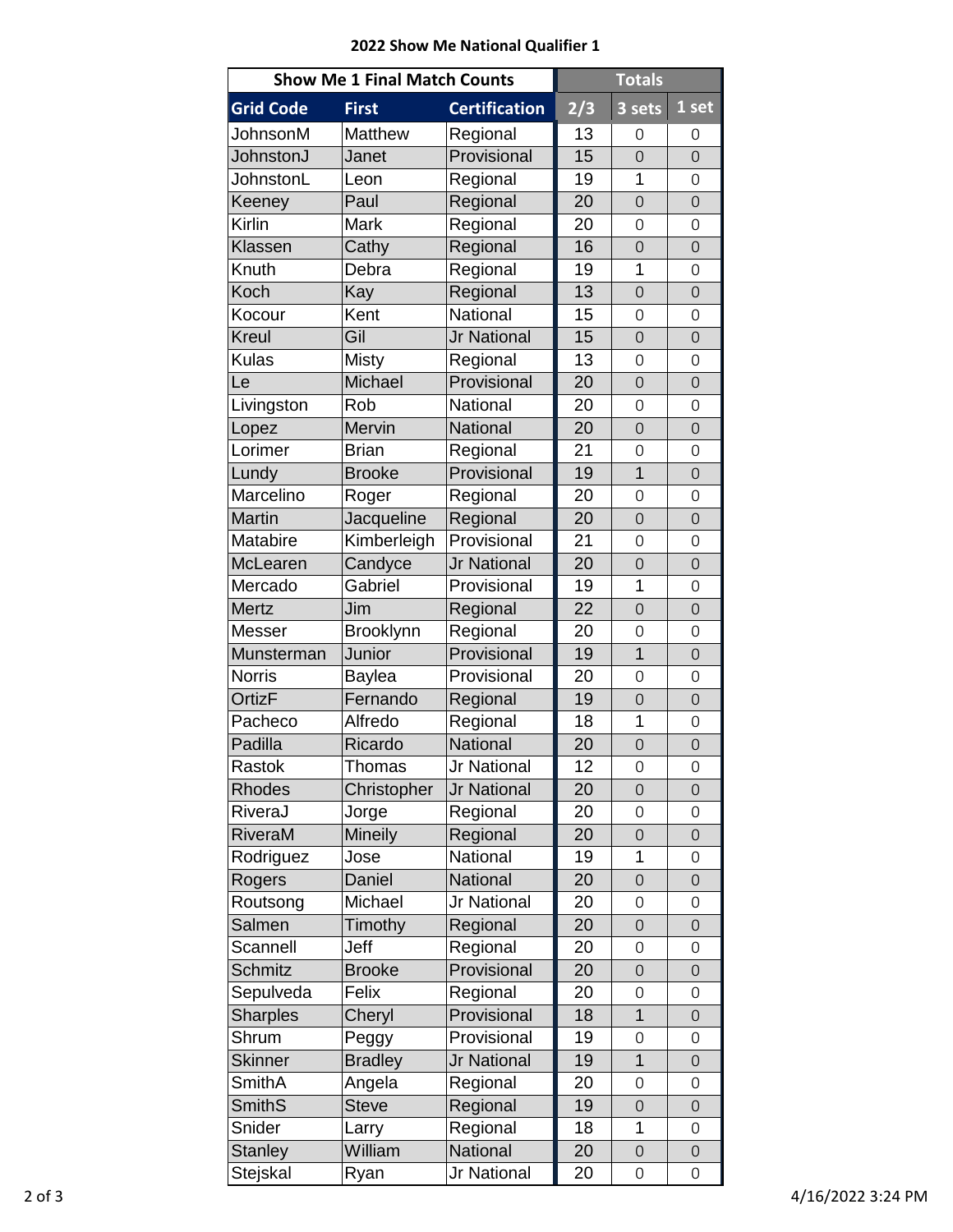**2022 Show Me National Qualifier 1**

| Show Me 1 Final Match Counts | | | Totals | | |
|---|---|---|---|---|---|
| Grid Code | First | Certification | 2/3 | 3 sets | 1 set |
| JohnsonM | Matthew | Regional | 13 | 0 | 0 |
| JohnstonJ | Janet | Provisional | 15 | 0 | 0 |
| JohnstonL | Leon | Regional | 19 | 1 | 0 |
| Keeney | Paul | Regional | 20 | 0 | 0 |
| Kirlin | Mark | Regional | 20 | 0 | 0 |
| Klassen | Cathy | Regional | 16 | 0 | 0 |
| Knuth | Debra | Regional | 19 | 1 | 0 |
| Koch | Kay | Regional | 13 | 0 | 0 |
| Kocour | Kent | National | 15 | 0 | 0 |
| Kreul | Gil | Jr National | 15 | 0 | 0 |
| Kulas | Misty | Regional | 13 | 0 | 0 |
| Le | Michael | Provisional | 20 | 0 | 0 |
| Livingston | Rob | National | 20 | 0 | 0 |
| Lopez | Mervin | National | 20 | 0 | 0 |
| Lorimer | Brian | Regional | 21 | 0 | 0 |
| Lundy | Brooke | Provisional | 19 | 1 | 0 |
| Marcelino | Roger | Regional | 20 | 0 | 0 |
| Martin | Jacqueline | Regional | 20 | 0 | 0 |
| Matabire | Kimberleigh | Provisional | 21 | 0 | 0 |
| McLearen | Candyce | Jr National | 20 | 0 | 0 |
| Mercado | Gabriel | Provisional | 19 | 1 | 0 |
| Mertz | Jim | Regional | 22 | 0 | 0 |
| Messer | Brooklynn | Regional | 20 | 0 | 0 |
| Munsterman | Junior | Provisional | 19 | 1 | 0 |
| Norris | Baylea | Provisional | 20 | 0 | 0 |
| OrtizF | Fernando | Regional | 19 | 0 | 0 |
| Pacheco | Alfredo | Regional | 18 | 1 | 0 |
| Padilla | Ricardo | National | 20 | 0 | 0 |
| Rastok | Thomas | Jr National | 12 | 0 | 0 |
| Rhodes | Christopher | Jr National | 20 | 0 | 0 |
| RiveraJ | Jorge | Regional | 20 | 0 | 0 |
| RiveraM | Mineily | Regional | 20 | 0 | 0 |
| Rodriguez | Jose | National | 19 | 1 | 0 |
| Rogers | Daniel | National | 20 | 0 | 0 |
| Routsong | Michael | Jr National | 20 | 0 | 0 |
| Salmen | Timothy | Regional | 20 | 0 | 0 |
| Scannell | Jeff | Regional | 20 | 0 | 0 |
| Schmitz | Brooke | Provisional | 20 | 0 | 0 |
| Sepulveda | Felix | Regional | 20 | 0 | 0 |
| Sharples | Cheryl | Provisional | 18 | 1 | 0 |
| Shrum | Peggy | Provisional | 19 | 0 | 0 |
| Skinner | Bradley | Jr National | 19 | 1 | 0 |
| SmithA | Angela | Regional | 20 | 0 | 0 |
| SmithS | Steve | Regional | 19 | 0 | 0 |
| Snider | Larry | Regional | 18 | 1 | 0 |
| Stanley | William | National | 20 | 0 | 0 |
| Stejskal | Ryan | Jr National | 20 | 0 | 0 |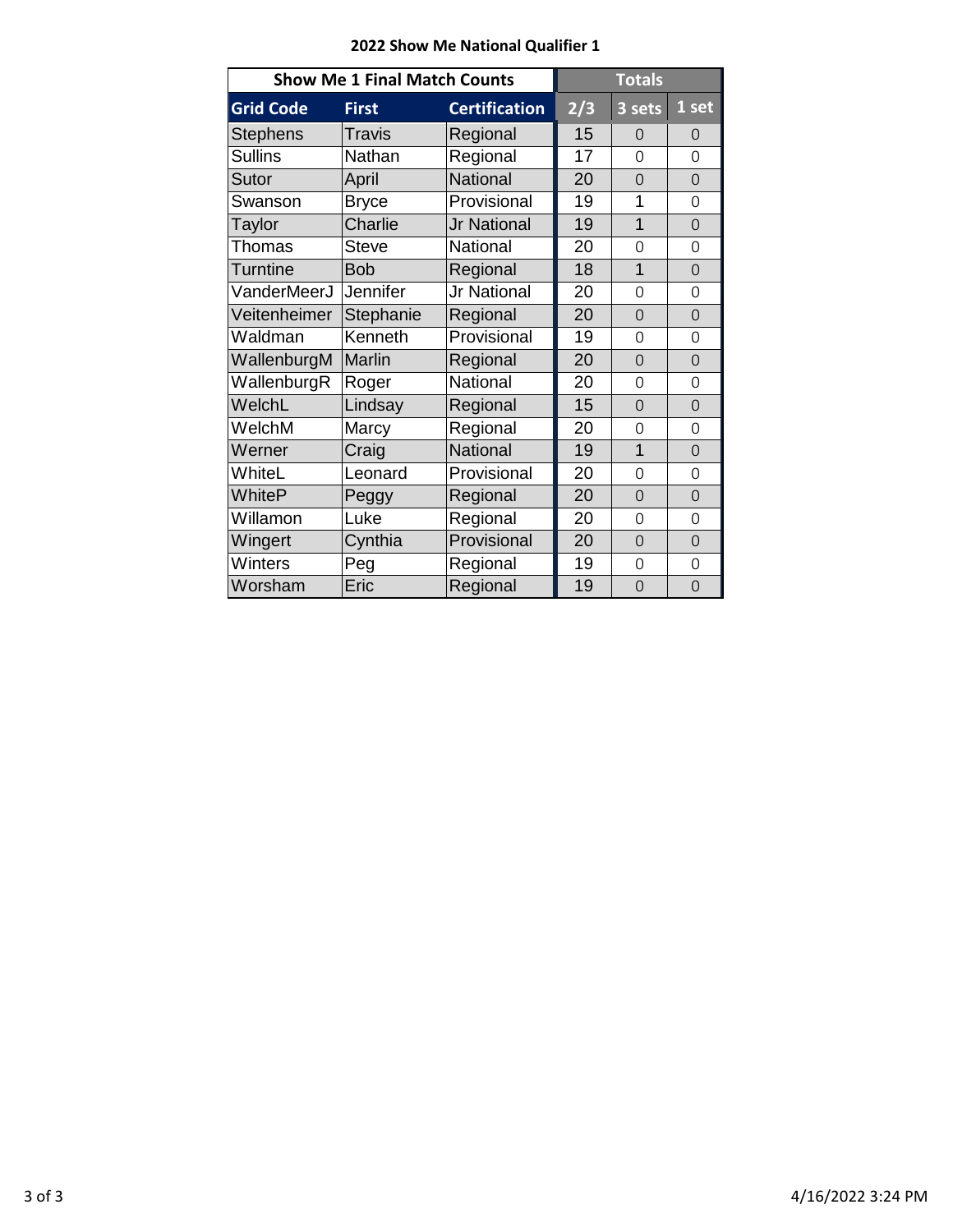**2022 Show Me National Qualifier 1**

| Show Me 1 Final Match Counts | | | Totals | | |
|---|---|---|---|---|---|
| **Grid Code** | **First** | **Certification** | **2/3** | **3 sets** | **1 set** |
| Stephens | Travis | Regional | 15 | 0 | 0 |
| Sullins | Nathan | Regional | 17 | 0 | 0 |
| Sutor | April | National | 20 | 0 | 0 |
| Swanson | Bryce | Provisional | 19 | 1 | 0 |
| Taylor | Charlie | Jr National | 19 | 1 | 0 |
| Thomas | Steve | National | 20 | 0 | 0 |
| Turntine | Bob | Regional | 18 | 1 | 0 |
| VanderMeerJ | Jennifer | Jr National | 20 | 0 | 0 |
| Veitenheimer | Stephanie | Regional | 20 | 0 | 0 |
| Waldman | Kenneth | Provisional | 19 | 0 | 0 |
| WallenburgM | Marlin | Regional | 20 | 0 | 0 |
| WallenburgR | Roger | National | 20 | 0 | 0 |
| WelchL | Lindsay | Regional | 15 | 0 | 0 |
| WelchM | Marcy | Regional | 20 | 0 | 0 |
| Werner | Craig | National | 19 | 1 | 0 |
| WhiteL | Leonard | Provisional | 20 | 0 | 0 |
| WhiteP | Peggy | Regional | 20 | 0 | 0 |
| Willamon | Luke | Regional | 20 | 0 | 0 |
| Wingert | Cynthia | Provisional | 20 | 0 | 0 |
| Winters | Peg | Regional | 19 | 0 | 0 |
| Worsham | Eric | Regional | 19 | 0 | 0 |

4/16/2022 3:24 PM